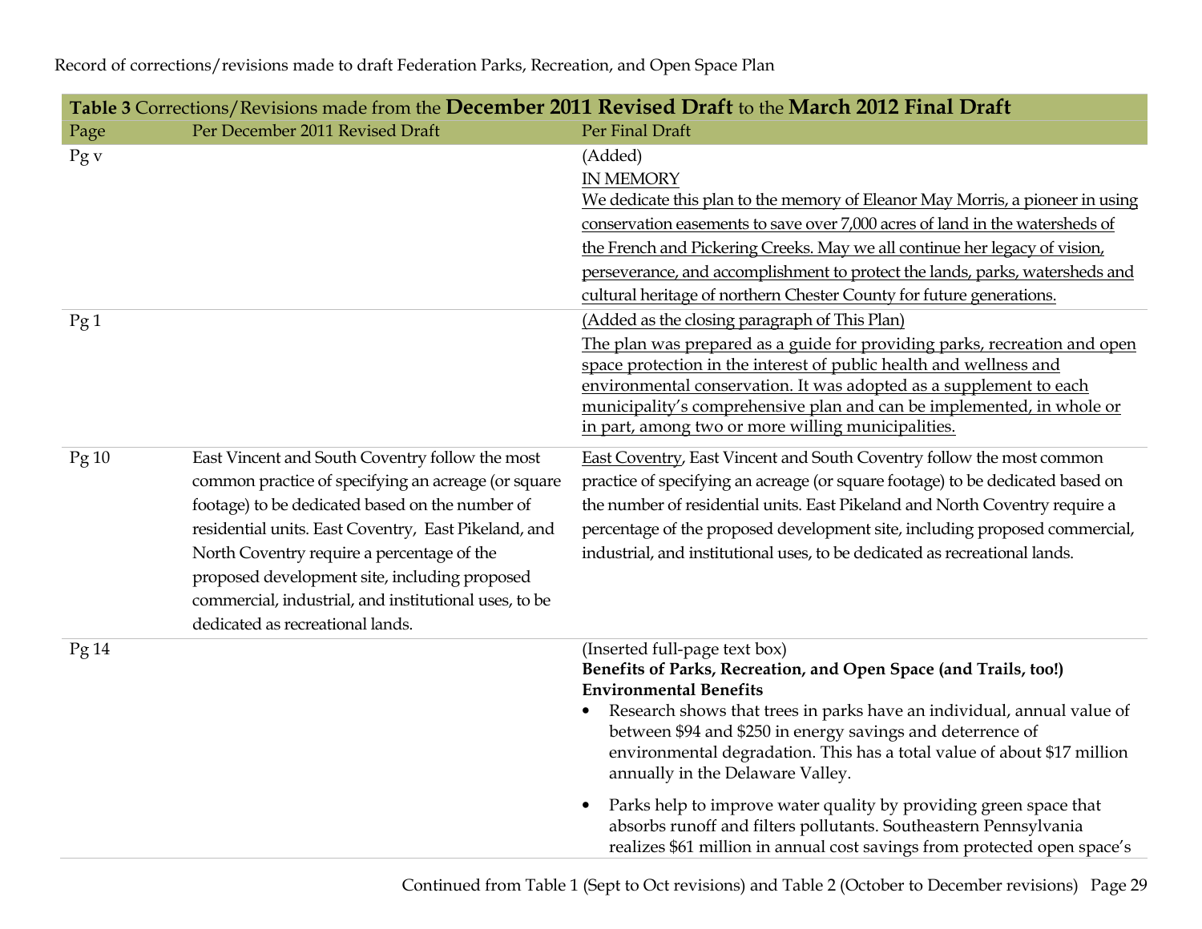Record of corrections/revisions made to draft Federation Parks, Recreation, and Open Space Plan

| **Table 3** Corrections/Revisions made from the **December 2011 Revised Draft** to the **March 2012 Final Draft** | | |
|---|---|---|
| Page | Per December 2011 Revised Draft | Per Final Draft |
| Pg v | | (Added)<br>IN MEMORY<br>We dedicate this plan to the memory of Eleanor May Morris, a pioneer in using conservation easements to save over 7,000 acres of land in the watersheds of the French and Pickering Creeks. May we all continue her legacy of vision, perseverance, and accomplishment to protect the lands, parks, watersheds and cultural heritage of northern Chester County for future generations. |
| Pg 1 | | (Added as the closing paragraph of This Plan)<br>The plan was prepared as a guide for providing parks, recreation and open space protection in the interest of public health and wellness and environmental conservation. It was adopted as a supplement to each municipality's comprehensive plan and can be implemented, in whole or in part, among two or more willing municipalities. |
| Pg 10 | East Vincent and South Coventry follow the most common practice of specifying an acreage (or square footage) to be dedicated based on the number of residential units. East Coventry, East Pikeland, and North Coventry require a percentage of the proposed development site, including proposed commercial, industrial, and institutional uses, to be dedicated as recreational lands. | East Coventry, East Vincent and South Coventry follow the most common practice of specifying an acreage (or square footage) to be dedicated based on the number of residential units. East Pikeland and North Coventry require a percentage of the proposed development site, including proposed commercial, industrial, and institutional uses, to be dedicated as recreational lands. |
| Pg 14 | | (Inserted full-page text box)<br>**Benefits of Parks, Recreation, and Open Space (and Trails, too!)**<br>**Environmental Benefits**<br>• Research shows that trees in parks have an individual, annual value of between $94 and $250 in energy savings and deterrence of environmental degradation. This has a total value of about $17 million annually in the Delaware Valley.<br>• Parks help to improve water quality by providing green space that absorbs runoff and filters pollutants. Southeastern Pennsylvania realizes $61 million in annual cost savings from protected open space's |

Continued from Table 1 (Sept to Oct revisions) and Table 2 (October to December revisions)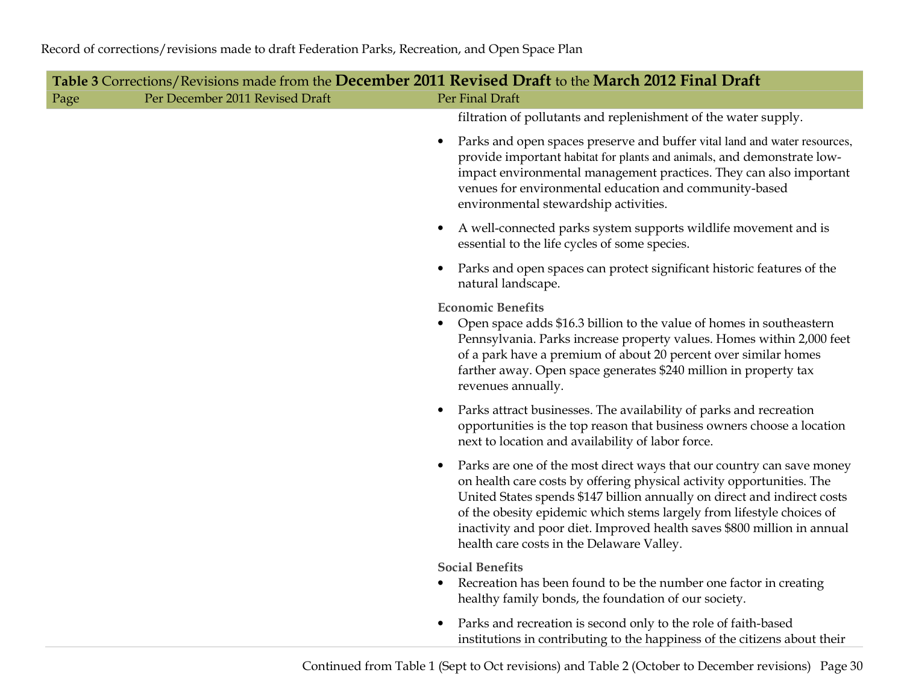Record of corrections/revisions made to draft Federation Parks, Recreation, and Open Space Plan

**Table 3** Corrections/Revisions made from the **December 2011 Revised Draft** to the **March 2012 Final Draft**

| Page | Per December 2011 Revised Draft | Per Final Draft |
|---|---|---|
| | | filtration of pollutants and replenishment of the water supply.<br><br>• Parks and open spaces preserve and buffer vital land and water resources, provide important habitat for plants and animals, and demonstrate low-impact environmental management practices. They can also important venues for environmental education and community-based environmental stewardship activities.<br><br>• A well-connected parks system supports wildlife movement and is essential to the life cycles of some species.<br><br>• Parks and open spaces can protect significant historic features of the natural landscape.<br><br>**Economic Benefits**<br>• Open space adds $16.3 billion to the value of homes in southeastern Pennsylvania. Parks increase property values. Homes within 2,000 feet of a park have a premium of about 20 percent over similar homes farther away. Open space generates $240 million in property tax revenues annually.<br><br>• Parks attract businesses. The availability of parks and recreation opportunities is the top reason that business owners choose a location next to location and availability of labor force.<br><br>• Parks are one of the most direct ways that our country can save money on health care costs by offering physical activity opportunities. The United States spends $147 billion annually on direct and indirect costs of the obesity epidemic which stems largely from lifestyle choices of inactivity and poor diet. Improved health saves $800 million in annual health care costs in the Delaware Valley.<br><br>**Social Benefits**<br>• Recreation has been found to be the number one factor in creating healthy family bonds, the foundation of our society.<br><br>• Parks and recreation is second only to the role of faith-based institutions in contributing to the happiness of the citizens about their |

Continued from Table 1 (Sept to Oct revisions) and Table 2 (October to December revisions)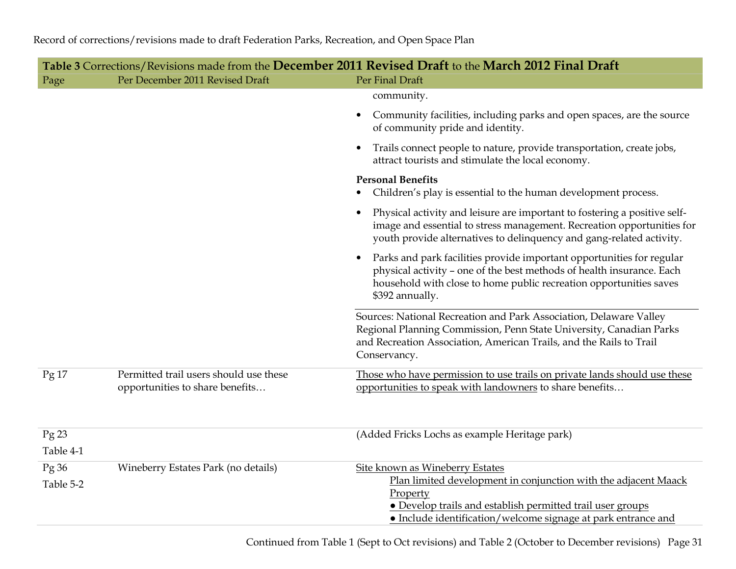Record of corrections/revisions made to draft Federation Parks, Recreation, and Open Space Plan

| **Table 3** Corrections/Revisions made from the **December 2011 Revised Draft** to the **March 2012 Final Draft** | | |
|---|---|---|
| Page | Per December 2011 Revised Draft | Per Final Draft |
| | | community.<br>• Community facilities, including parks and open spaces, are the source of community pride and identity.<br>• Trails connect people to nature, provide transportation, create jobs, attract tourists and stimulate the local economy.<br>**Personal Benefits**<br>• Children's play is essential to the human development process.<br>• Physical activity and leisure are important to fostering a positive self-image and essential to stress management. Recreation opportunities for youth provide alternatives to delinquency and gang-related activity.<br>• Parks and park facilities provide important opportunities for regular physical activity – one of the best methods of health insurance. Each household with close to home public recreation opportunities saves $392 annually.<br>Sources: National Recreation and Park Association, Delaware Valley Regional Planning Commission, Penn State University, Canadian Parks and Recreation Association, American Trails, and the Rails to Trail Conservancy. |
| Pg 17 | Permitted trail users should use these opportunities to share benefits… | <u>Those who have permission to use trails on private lands should use these opportunities to speak with landowners</u> to share benefits… |
| Pg 23<br>Table 4-1 | | (Added Fricks Lochs as example Heritage park) |
| Pg 36<br>Table 5-2 | Wineberry Estates Park (no details) | <u>Site known as Wineberry Estates</u><br><u>Plan limited development in conjunction with the adjacent Maack Property</u><br><u>● Develop trails and establish permitted trail user groups</u><br><u>● Include identification/welcome signage at park entrance and</u> |

Continued from Table 1 (Sept to Oct revisions) and Table 2 (October to December revisions)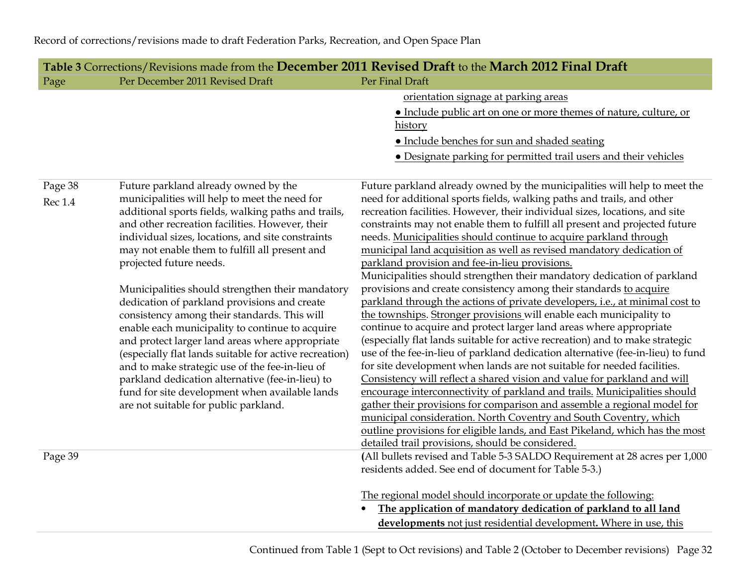Record of corrections/revisions made to draft Federation Parks, Recreation, and Open Space Plan

| **Table 3** Corrections/Revisions made from the **December 2011 Revised Draft** to the **March 2012 Final Draft** | | |
|---|---|---|
| Page | Per December 2011 Revised Draft | Per Final Draft |
| | | orientation signage at parking areas<br>● Include public art on one or more themes of nature, culture, or history<br>● Include benches for sun and shaded seating<br>● Designate parking for permitted trail users and their vehicles |
| Page 38<br>Rec 1.4 | Future parkland already owned by the municipalities will help to meet the need for additional sports fields, walking paths and trails, and other recreation facilities. However, their individual sizes, locations, and site constraints may not enable them to fulfill all present and projected future needs.<br><br>Municipalities should strengthen their mandatory dedication of parkland provisions and create consistency among their standards. This will enable each municipality to continue to acquire and protect larger land areas where appropriate (especially flat lands suitable for active recreation) and to make strategic use of the fee-in-lieu of parkland dedication alternative (fee-in-lieu) to fund for site development when available lands are not suitable for public parkland. | Future parkland already owned by the municipalities will help to meet the need for additional sports fields, walking paths and trails, and other recreation facilities. However, their individual sizes, locations, and site constraints may not enable them to fulfill all present and projected future needs. Municipalities should continue to acquire parkland through municipal land acquisition as well as revised mandatory dedication of parkland provision and fee-in-lieu provisions.<br>Municipalities should strengthen their mandatory dedication of parkland provisions and create consistency among their standards to acquire parkland through the actions of private developers, i.e., at minimal cost to the townships. Stronger provisions will enable each municipality to continue to acquire and protect larger land areas where appropriate (especially flat lands suitable for active recreation) and to make strategic use of the fee-in-lieu of parkland dedication alternative (fee-in-lieu) to fund for site development when lands are not suitable for needed facilities. Consistency will reflect a shared vision and value for parkland and will encourage interconnectivity of parkland and trails. Municipalities should gather their provisions for comparison and assemble a regional model for municipal consideration. North Coventry and South Coventry, which outline provisions for eligible lands, and East Pikeland, which has the most detailed trail provisions, should be considered. |
| Page 39 | | (All bullets revised and Table 5-3 SALDO Requirement at 28 acres per 1,000 residents added. See end of document for Table 5-3.)<br><br>The regional model should incorporate or update the following:<br>• **The application of mandatory dedication of parkland to all land developments** not just residential development**.** Where in use, this |

Continued from Table 1 (Sept to Oct revisions) and Table 2 (October to December revisions)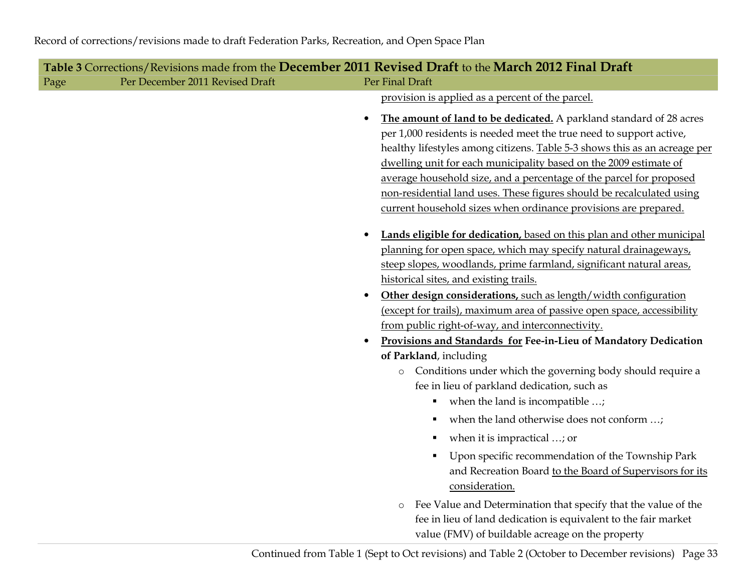Record of corrections/revisions made to draft Federation Parks, Recreation, and Open Space Plan

| **Table 3** Corrections/Revisions made from the **December 2011 Revised Draft** to the **March 2012 Final Draft** | | |
|---|---|---|
| Page | Per December 2011 Revised Draft | Per Final Draft |
| | | provision is applied as a percent of the parcel.<br><br>• **The amount of land to be dedicated.** A parkland standard of 28 acres per 1,000 residents is needed meet the true need to support active, healthy lifestyles among citizens. Table 5-3 shows this as an acreage per dwelling unit for each municipality based on the 2009 estimate of average household size, and a percentage of the parcel for proposed non-residential land uses. These figures should be recalculated using current household sizes when ordinance provisions are prepared.<br><br>• **Lands eligible for dedication,** based on this plan and other municipal planning for open space, which may specify natural drainageways, steep slopes, woodlands, prime farmland, significant natural areas, historical sites, and existing trails.<br>• **Other design considerations,** such as length/width configuration (except for trails), maximum area of passive open space, accessibility from public right-of-way, and interconnectivity.<br>• **Provisions and Standards for Fee-in-Lieu of Mandatory Dedication of Parkland**, including<br>&nbsp;&nbsp;&nbsp;&nbsp;o Conditions under which the governing body should require a fee in lieu of parkland dedication, such as<br>&nbsp;&nbsp;&nbsp;&nbsp;&nbsp;&nbsp;&nbsp;&nbsp;▪ when the land is incompatible …;<br>&nbsp;&nbsp;&nbsp;&nbsp;&nbsp;&nbsp;&nbsp;&nbsp;▪ when the land otherwise does not conform …;<br>&nbsp;&nbsp;&nbsp;&nbsp;&nbsp;&nbsp;&nbsp;&nbsp;▪ when it is impractical …; or<br>&nbsp;&nbsp;&nbsp;&nbsp;&nbsp;&nbsp;&nbsp;&nbsp;▪ Upon specific recommendation of the Township Park and Recreation Board to the Board of Supervisors for its consideration.<br>&nbsp;&nbsp;&nbsp;&nbsp;o Fee Value and Determination that specify that the value of the fee in lieu of land dedication is equivalent to the fair market value (FMV) of buildable acreage on the property |

Continued from Table 1 (Sept to Oct revisions) and Table 2 (October to December revisions)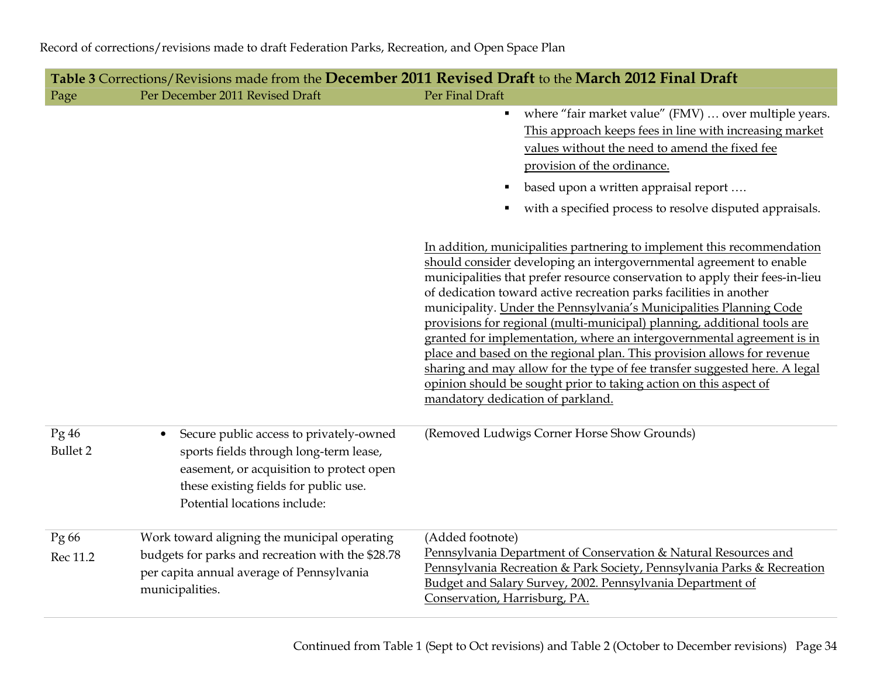Record of corrections/revisions made to draft Federation Parks, Recreation, and Open Space Plan

**Table 3** Corrections/Revisions made from the **December 2011 Revised Draft** to the **March 2012 Final Draft**

| Page | Per December 2011 Revised Draft | Per Final Draft |
|---|---|---|
| | | ▪ where "fair market value" (FMV) … over multiple years. This approach keeps fees in line with increasing market values without the need to amend the fixed fee provision of the ordinance.<br>▪ based upon a written appraisal report ….<br>▪ with a specified process to resolve disputed appraisals.<br><br>In addition, municipalities partnering to implement this recommendation should consider developing an intergovernmental agreement to enable municipalities that prefer resource conservation to apply their fees-in-lieu of dedication toward active recreation parks facilities in another municipality. Under the Pennsylvania's Municipalities Planning Code provisions for regional (multi-municipal) planning, additional tools are granted for implementation, where an intergovernmental agreement is in place and based on the regional plan. This provision allows for revenue sharing and may allow for the type of fee transfer suggested here. A legal opinion should be sought prior to taking action on this aspect of mandatory dedication of parkland. |
| Pg 46<br>Bullet 2 | • Secure public access to privately-owned sports fields through long-term lease, easement, or acquisition to protect open these existing fields for public use. Potential locations include: | (Removed Ludwigs Corner Horse Show Grounds) |
| Pg 66<br>Rec 11.2 | Work toward aligning the municipal operating budgets for parks and recreation with the $28.78 per capita annual average of Pennsylvania municipalities. | (Added footnote)<br>Pennsylvania Department of Conservation & Natural Resources and Pennsylvania Recreation & Park Society, Pennsylvania Parks & Recreation Budget and Salary Survey, 2002. Pennsylvania Department of Conservation, Harrisburg, PA. |

Continued from Table 1 (Sept to Oct revisions) and Table 2 (October to December revisions)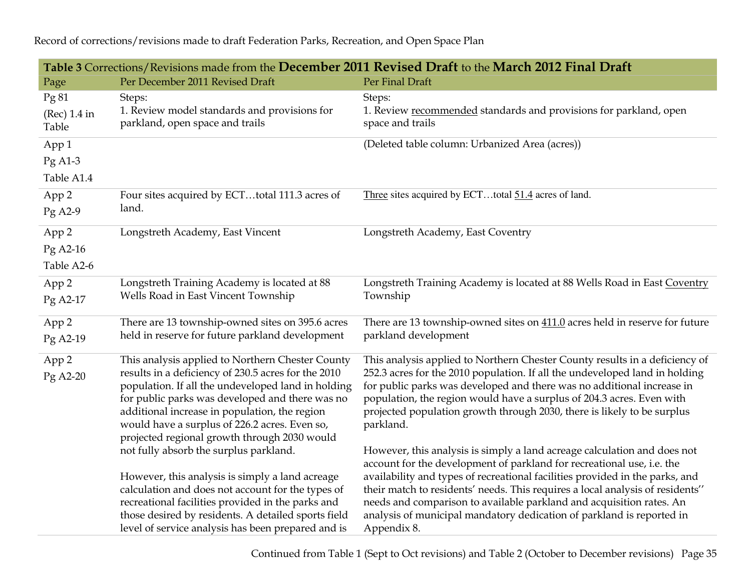Record of corrections/revisions made to draft Federation Parks, Recreation, and Open Space Plan

**Table 3** Corrections/Revisions made from the **December 2011 Revised Draft** to the **March 2012 Final Draft**

| Page | Per December 2011 Revised Draft | Per Final Draft |
|---|---|---|
| Pg 81<br>(Rec) 1.4 in Table | Steps:<br>1. Review model standards and provisions for parkland, open space and trails | Steps:<br>1. Review recommended standards and provisions for parkland, open space and trails |
| App 1<br>Pg A1-3<br>Table A1.4 | | (Deleted table column: Urbanized Area (acres)) |
| App 2<br>Pg A2-9 | Four sites acquired by ECT…total 111.3 acres of land. | Three sites acquired by ECT…total 51.4 acres of land. |
| App 2<br>Pg A2-16<br>Table A2-6 | Longstreth Academy, East Vincent | Longstreth Academy, East Coventry |
| App 2<br>Pg A2-17 | Longstreth Training Academy is located at 88 Wells Road in East Vincent Township | Longstreth Training Academy is located at 88 Wells Road in East Coventry Township |
| App 2<br>Pg A2-19 | There are 13 township-owned sites on 395.6 acres held in reserve for future parkland development | There are 13 township-owned sites on 411.0 acres held in reserve for future parkland development |
| App 2<br>Pg A2-20 | This analysis applied to Northern Chester County results in a deficiency of 230.5 acres for the 2010 population. If all the undeveloped land in holding for public parks was developed and there was no additional increase in population, the region would have a surplus of 226.2 acres. Even so, projected regional growth through 2030 would not fully absorb the surplus parkland.<br><br>However, this analysis is simply a land acreage calculation and does not account for the types of recreational facilities provided in the parks and those desired by residents. A detailed sports field level of service analysis has been prepared and is | This analysis applied to Northern Chester County results in a deficiency of 252.3 acres for the 2010 population. If all the undeveloped land in holding for public parks was developed and there was no additional increase in population, the region would have a surplus of 204.3 acres. Even with projected population growth through 2030, there is likely to be surplus parkland.<br><br>However, this analysis is simply a land acreage calculation and does not account for the development of parkland for recreational use, i.e. the availability and types of recreational facilities provided in the parks, and their match to residents' needs. This requires a local analysis of residents'' needs and comparison to available parkland and acquisition rates. An analysis of municipal mandatory dedication of parkland is reported in Appendix 8. |

Continued from Table 1 (Sept to Oct revisions) and Table 2 (October to December revisions)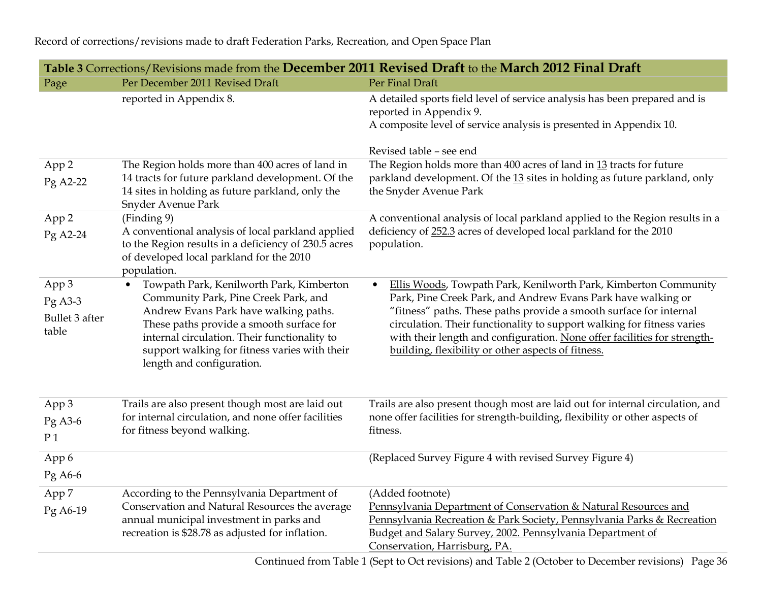Record of corrections/revisions made to draft Federation Parks, Recreation, and Open Space Plan

| **Table 3** Corrections/Revisions made from the **December 2011 Revised Draft** to the **March 2012 Final Draft** | | |
|---|---|---|
| Page | Per December 2011 Revised Draft | Per Final Draft |
| | reported in Appendix 8. | A detailed sports field level of service analysis has been prepared and is reported in Appendix 9.<br>A composite level of service analysis is presented in Appendix 10.<br><br>Revised table – see end |
| App 2<br>Pg A2-22 | The Region holds more than 400 acres of land in 14 tracts for future parkland development. Of the 14 sites in holding as future parkland, only the Snyder Avenue Park | The Region holds more than 400 acres of land in 13 tracts for future parkland development. Of the 13 sites in holding as future parkland, only the Snyder Avenue Park |
| App 2<br>Pg A2-24 | (Finding 9)<br>A conventional analysis of local parkland applied to the Region results in a deficiency of 230.5 acres of developed local parkland for the 2010 population. | A conventional analysis of local parkland applied to the Region results in a deficiency of 252.3 acres of developed local parkland for the 2010 population. |
| App 3<br>Pg A3-3<br>Bullet 3 after table | • Towpath Park, Kenilworth Park, Kimberton Community Park, Pine Creek Park, and Andrew Evans Park have walking paths. These paths provide a smooth surface for internal circulation. Their functionality to support walking for fitness varies with their length and configuration. | • Ellis Woods, Towpath Park, Kenilworth Park, Kimberton Community Park, Pine Creek Park, and Andrew Evans Park have walking or "fitness" paths. These paths provide a smooth surface for internal circulation. Their functionality to support walking for fitness varies with their length and configuration. None offer facilities for strength-building, flexibility or other aspects of fitness. |
| App 3<br>Pg A3-6<br>P 1 | Trails are also present though most are laid out for internal circulation, and none offer facilities for fitness beyond walking. | Trails are also present though most are laid out for internal circulation, and none offer facilities for strength-building, flexibility or other aspects of fitness. |
| App 6<br>Pg A6-6 | | (Replaced Survey Figure 4 with revised Survey Figure 4) |
| App 7<br>Pg A6-19 | According to the Pennsylvania Department of Conservation and Natural Resources the average annual municipal investment in parks and recreation is $28.78 as adjusted for inflation. | (Added footnote)<br>Pennsylvania Department of Conservation & Natural Resources and Pennsylvania Recreation & Park Society, Pennsylvania Parks & Recreation Budget and Salary Survey, 2002. Pennsylvania Department of Conservation, Harrisburg, PA. |

Continued from Table 1 (Sept to Oct revisions) and Table 2 (October to December revisions)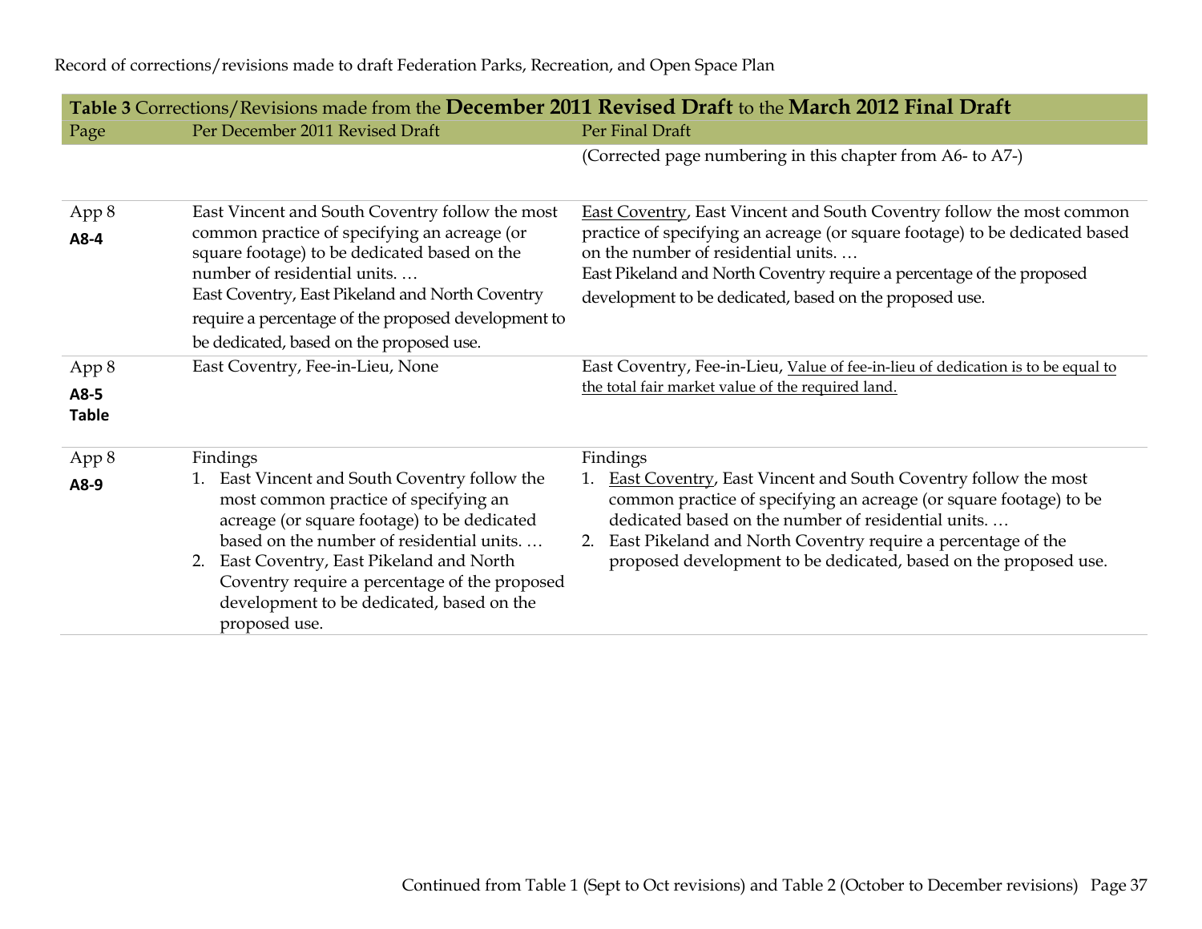Record of corrections/revisions made to draft Federation Parks, Recreation, and Open Space Plan

**Table 3** Corrections/Revisions made from the **December 2011 Revised Draft** to the **March 2012 Final Draft**

| Page | Per December 2011 Revised Draft | Per Final Draft |
|---|---|---|
| | | (Corrected page numbering in this chapter from A6- to A7-) |
| App 8 **A8-4** | East Vincent and South Coventry follow the most common practice of specifying an acreage (or square footage) to be dedicated based on the number of residential units. … East Coventry, East Pikeland and North Coventry require a percentage of the proposed development to be dedicated, based on the proposed use. | East Coventry, East Vincent and South Coventry follow the most common practice of specifying an acreage (or square footage) to be dedicated based on the number of residential units. … East Pikeland and North Coventry require a percentage of the proposed development to be dedicated, based on the proposed use. |
| App 8 **A8-5 Table** | East Coventry, Fee-in-Lieu, None | East Coventry, Fee-in-Lieu, Value of fee-in-lieu of dedication is to be equal to the total fair market value of the required land. |
| App 8 **A8-9** | Findings<br>1. East Vincent and South Coventry follow the most common practice of specifying an acreage (or square footage) to be dedicated based on the number of residential units. …<br>2. East Coventry, East Pikeland and North Coventry require a percentage of the proposed development to be dedicated, based on the proposed use. | Findings<br>1. East Coventry, East Vincent and South Coventry follow the most common practice of specifying an acreage (or square footage) to be dedicated based on the number of residential units. …<br>2. East Pikeland and North Coventry require a percentage of the proposed development to be dedicated, based on the proposed use. |

Continued from Table 1 (Sept to Oct revisions) and Table 2 (October to December revisions)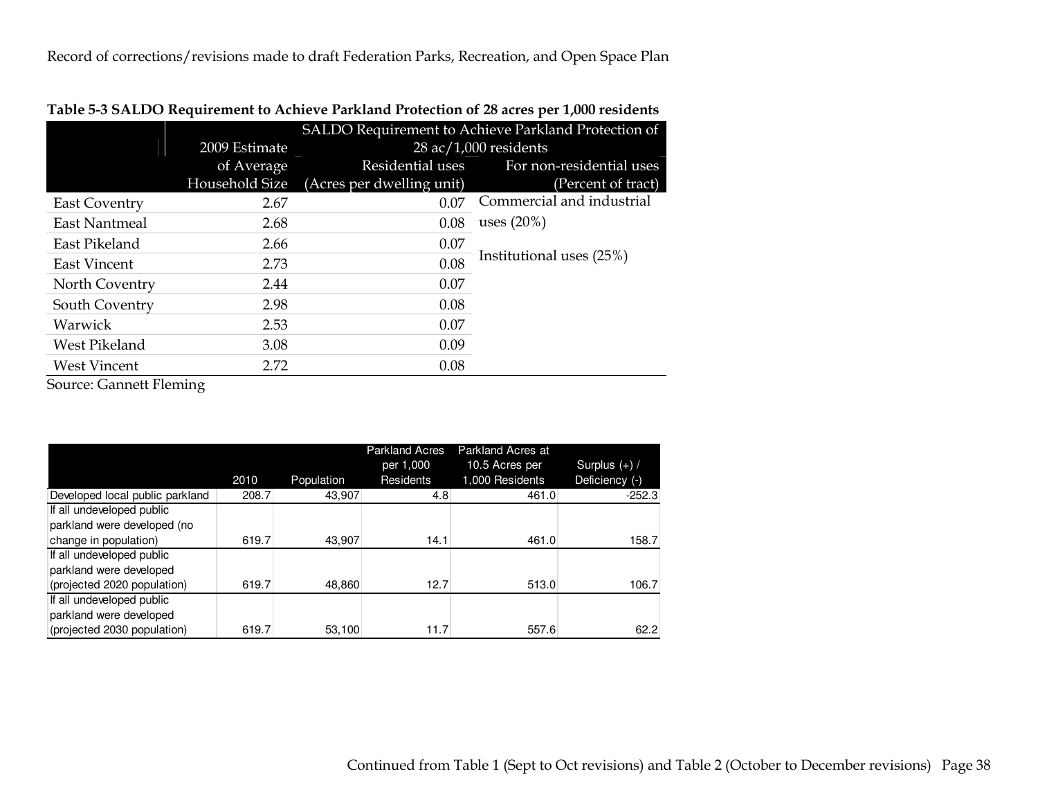Record of corrections/revisions made to draft Federation Parks, Recreation, and Open Space Plan

**Table 5-3 SALDO Requirement to Achieve Parkland Protection of 28 acres per 1,000 residents**

| | 2009 Estimate of Average Household Size | SALDO Requirement to Achieve Parkland Protection of 28 ac/1,000 residents | |
|---|---|---|---|
| | | Residential uses (Acres per dwelling unit) | For non-residential uses (Percent of tract) |
| East Coventry | 2.67 | 0.07 | Commercial and industrial uses (20%) Institutional uses (25%) |
| East Nantmeal | 2.68 | 0.08 | |
| East Pikeland | 2.66 | 0.07 | |
| East Vincent | 2.73 | 0.08 | |
| North Coventry | 2.44 | 0.07 | |
| South Coventry | 2.98 | 0.08 | |
| Warwick | 2.53 | 0.07 | |
| West Pikeland | 3.08 | 0.09 | |
| West Vincent | 2.72 | 0.08 | |

Source: Gannett Fleming

| | 2010 | Population | Parkland Acres per 1,000 Residents | Parkland Acres at 10.5 Acres per 1,000 Residents | Surplus (+) / Deficiency (-) |
|---|---|---|---|---|---|
| Developed local public parkland | 208.7 | 43,907 | 4.8 | 461.0 | -252.3 |
| If all undeveloped public parkland were developed (no change in population) | 619.7 | 43,907 | 14.1 | 461.0 | 158.7 |
| If all undeveloped public parkland were developed (projected 2020 population) | 619.7 | 48,860 | 12.7 | 513.0 | 106.7 |
| If all undeveloped public parkland were developed (projected 2030 population) | 619.7 | 53,100 | 11.7 | 557.6 | 62.2 |

Continued from Table 1 (Sept to Oct revisions) and Table 2 (October to December revisions)